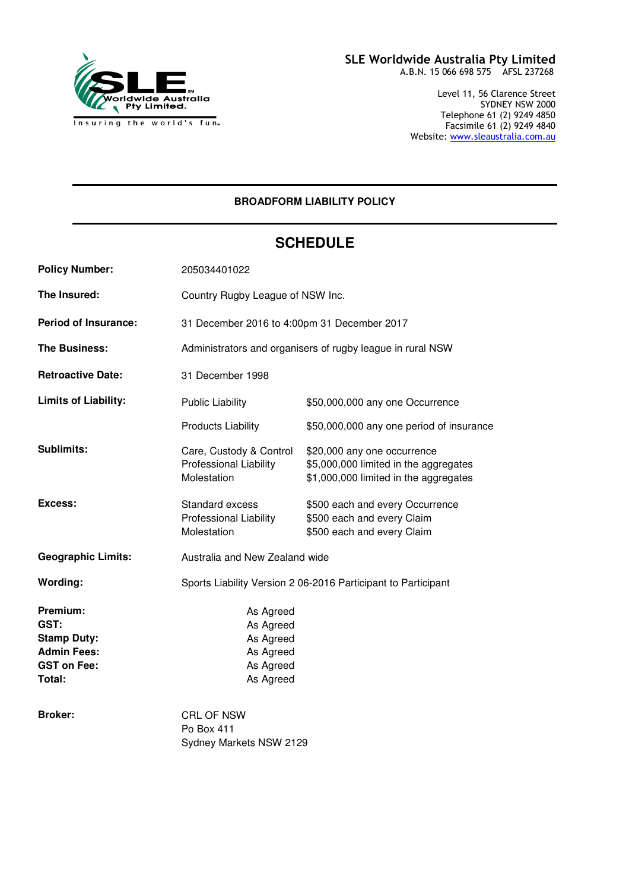**SLE Worldwide Australia Pty Limited**
A.B.N. 15 066 698 575 AFSL 237268

Level 11, 56 Clarence Street
SYDNEY NSW 2000
Telephone 61 (2) 9249 4850
Facsimile 61 (2) 9249 4840
Website: www.sleaustralia.com.au

Worldwide Australia Pty Limited
Insuring the world's fun

---

**BROADFORM LIABILITY POLICY**

---

# SCHEDULE

| | | |
|---|---|---|
| **Policy Number:** | 205034401022 | |
| **The Insured:** | Country Rugby League of NSW Inc. | |
| **Period of Insurance:** | 31 December 2016 to 4:00pm 31 December 2017 | |
| **The Business:** | Administrators and organisers of rugby league in rural NSW | |
| **Retroactive Date:** | 31 December 1998 | |
| **Limits of Liability:** | Public Liability | $50,000,000 any one Occurrence |
| | Products Liability | $50,000,000 any one period of insurance |
| **Sublimits:** | Care, Custody & Control | $20,000 any one occurrence |
| | Professional Liability | $5,000,000 limited in the aggregates |
| | Molestation | $1,000,000 limited in the aggregates |
| **Excess:** | Standard excess | $500 each and every Occurrence |
| | Professional Liability | $500 each and every Claim |
| | Molestation | $500 each and every Claim |
| **Geographic Limits:** | Australia and New Zealand wide | |
| **Wording:** | Sports Liability Version 2 06-2016 Participant to Participant | |

| | |
|---|---|
| **Premium:** | As Agreed |
| **GST:** | As Agreed |
| **Stamp Duty:** | As Agreed |
| **Admin Fees:** | As Agreed |
| **GST on Fee:** | As Agreed |
| **Total:** | As Agreed |

**Broker:** CRL OF NSW
Po Box 411
Sydney Markets NSW 2129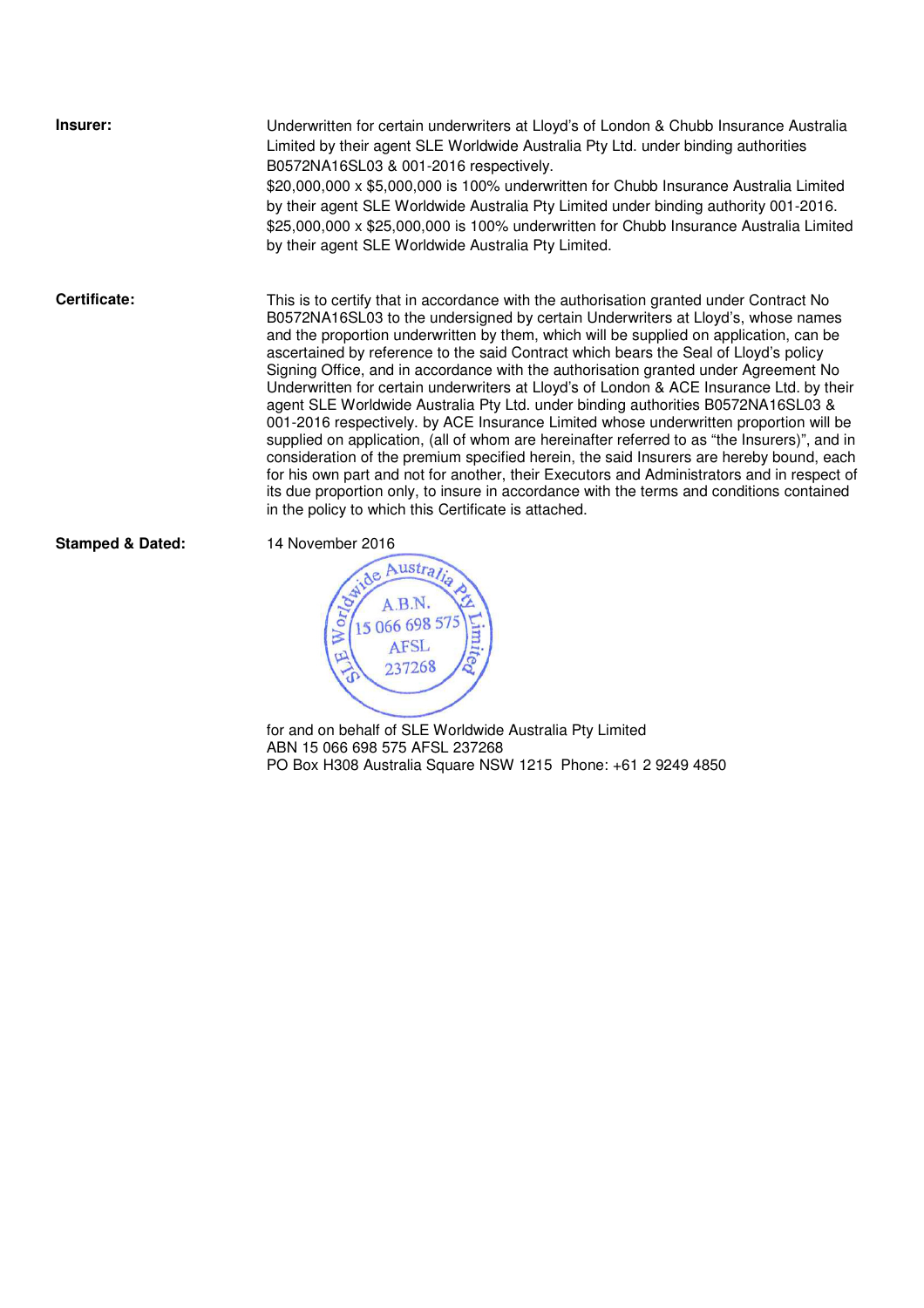**Insurer:**

Underwritten for certain underwriters at Lloyd's of London & Chubb Insurance Australia Limited by their agent SLE Worldwide Australia Pty Ltd. under binding authorities B0572NA16SL03 & 001-2016 respectively.
$20,000,000 x $5,000,000 is 100% underwritten for Chubb Insurance Australia Limited by their agent SLE Worldwide Australia Pty Limited under binding authority 001-2016.
$25,000,000 x $25,000,000 is 100% underwritten for Chubb Insurance Australia Limited by their agent SLE Worldwide Australia Pty Limited.

**Certificate:**

This is to certify that in accordance with the authorisation granted under Contract No B0572NA16SL03 to the undersigned by certain Underwriters at Lloyd's, whose names and the proportion underwritten by them, which will be supplied on application, can be ascertained by reference to the said Contract which bears the Seal of Lloyd's policy Signing Office, and in accordance with the authorisation granted under Agreement No Underwritten for certain underwriters at Lloyd's of London & ACE Insurance Ltd. by their agent SLE Worldwide Australia Pty Ltd. under binding authorities B0572NA16SL03 & 001-2016 respectively. by ACE Insurance Limited whose underwritten proportion will be supplied on application, (all of whom are hereinafter referred to as "the Insurers)", and in consideration of the premium specified herein, the said Insurers are hereby bound, each for his own part and not for another, their Executors and Administrators and in respect of its due proportion only, to insure in accordance with the terms and conditions contained in the policy to which this Certificate is attached.

**Stamped & Dated:**

14 November 2016

SLE Worldwide Australia Pty Limited
A.B.N.
15 066 698 575
AFSL
237268

for and on behalf of SLE Worldwide Australia Pty Limited
ABN 15 066 698 575 AFSL 237268
PO Box H308 Australia Square NSW 1215 Phone: +61 2 9249 4850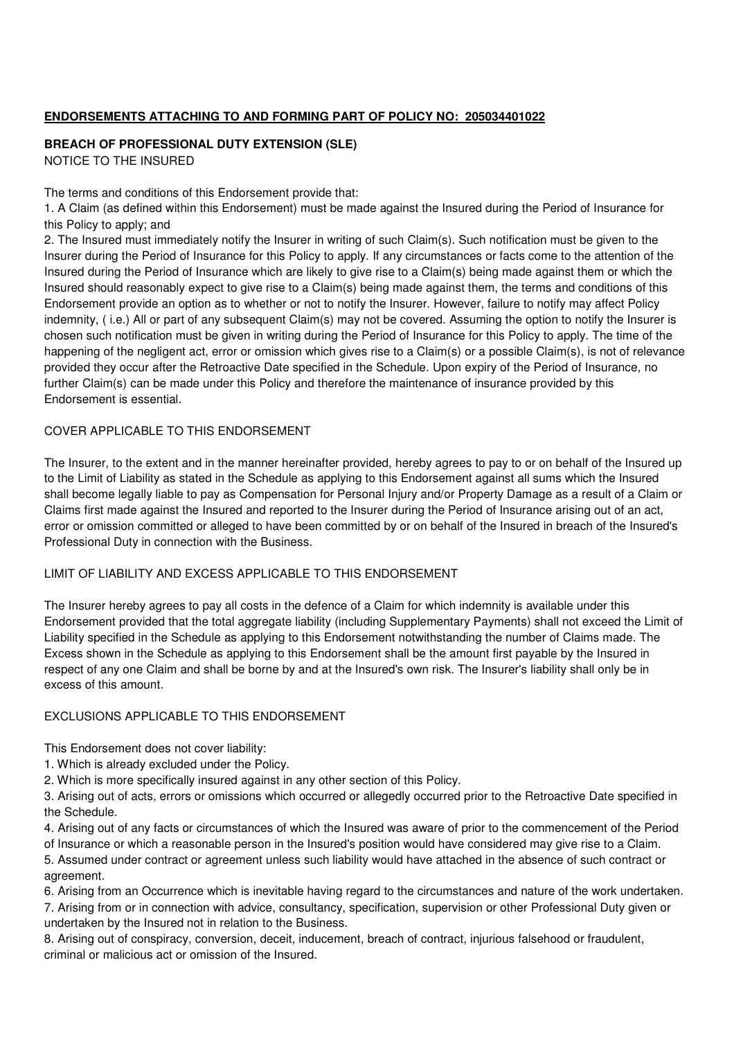**ENDORSEMENTS ATTACHING TO AND FORMING PART OF POLICY NO: 205034401022**

**BREACH OF PROFESSIONAL DUTY EXTENSION (SLE)**

NOTICE TO THE INSURED

The terms and conditions of this Endorsement provide that:

1. A Claim (as defined within this Endorsement) must be made against the Insured during the Period of Insurance for this Policy to apply; and
2. The Insured must immediately notify the Insurer in writing of such Claim(s). Such notification must be given to the Insurer during the Period of Insurance for this Policy to apply. If any circumstances or facts come to the attention of the Insured during the Period of Insurance which are likely to give rise to a Claim(s) being made against them or which the Insured should reasonably expect to give rise to a Claim(s) being made against them, the terms and conditions of this Endorsement provide an option as to whether or not to notify the Insurer. However, failure to notify may affect Policy indemnity, ( i.e.) All or part of any subsequent Claim(s) may not be covered. Assuming the option to notify the Insurer is chosen such notification must be given in writing during the Period of Insurance for this Policy to apply. The time of the happening of the negligent act, error or omission which gives rise to a Claim(s) or a possible Claim(s), is not of relevance provided they occur after the Retroactive Date specified in the Schedule. Upon expiry of the Period of Insurance, no further Claim(s) can be made under this Policy and therefore the maintenance of insurance provided by this Endorsement is essential.

COVER APPLICABLE TO THIS ENDORSEMENT

The Insurer, to the extent and in the manner hereinafter provided, hereby agrees to pay to or on behalf of the Insured up to the Limit of Liability as stated in the Schedule as applying to this Endorsement against all sums which the Insured shall become legally liable to pay as Compensation for Personal Injury and/or Property Damage as a result of a Claim or Claims first made against the Insured and reported to the Insurer during the Period of Insurance arising out of an act, error or omission committed or alleged to have been committed by or on behalf of the Insured in breach of the Insured's Professional Duty in connection with the Business.

LIMIT OF LIABILITY AND EXCESS APPLICABLE TO THIS ENDORSEMENT

The Insurer hereby agrees to pay all costs in the defence of a Claim for which indemnity is available under this Endorsement provided that the total aggregate liability (including Supplementary Payments) shall not exceed the Limit of Liability specified in the Schedule as applying to this Endorsement notwithstanding the number of Claims made. The Excess shown in the Schedule as applying to this Endorsement shall be the amount first payable by the Insured in respect of any one Claim and shall be borne by and at the Insured's own risk. The Insurer's liability shall only be in excess of this amount.

EXCLUSIONS APPLICABLE TO THIS ENDORSEMENT

This Endorsement does not cover liability:

1. Which is already excluded under the Policy.
2. Which is more specifically insured against in any other section of this Policy.
3. Arising out of acts, errors or omissions which occurred or allegedly occurred prior to the Retroactive Date specified in the Schedule.
4. Arising out of any facts or circumstances of which the Insured was aware of prior to the commencement of the Period of Insurance or which a reasonable person in the Insured's position would have considered may give rise to a Claim.
5. Assumed under contract or agreement unless such liability would have attached in the absence of such contract or agreement.
6. Arising from an Occurrence which is inevitable having regard to the circumstances and nature of the work undertaken.
7. Arising from or in connection with advice, consultancy, specification, supervision or other Professional Duty given or undertaken by the Insured not in relation to the Business.
8. Arising out of conspiracy, conversion, deceit, inducement, breach of contract, injurious falsehood or fraudulent, criminal or malicious act or omission of the Insured.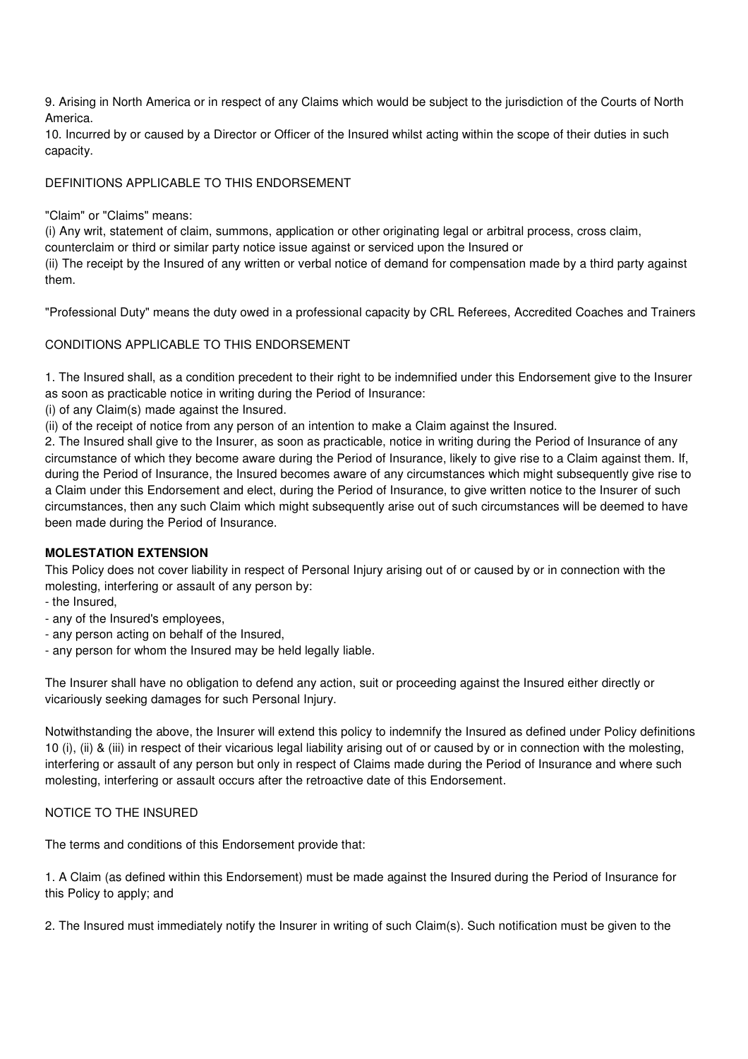9. Arising in North America or in respect of any Claims which would be subject to the jurisdiction of the Courts of North America.
10. Incurred by or caused by a Director or Officer of the Insured whilst acting within the scope of their duties in such capacity.

DEFINITIONS APPLICABLE TO THIS ENDORSEMENT

"Claim" or "Claims" means:

(i) Any writ, statement of claim, summons, application or other originating legal or arbitral process, cross claim, counterclaim or third or similar party notice issue against or serviced upon the Insured or
(ii) The receipt by the Insured of any written or verbal notice of demand for compensation made by a third party against them.

"Professional Duty" means the duty owed in a professional capacity by CRL Referees, Accredited Coaches and Trainers

CONDITIONS APPLICABLE TO THIS ENDORSEMENT

1. The Insured shall, as a condition precedent to their right to be indemnified under this Endorsement give to the Insurer as soon as practicable notice in writing during the Period of Insurance:
(i) of any Claim(s) made against the Insured.
(ii) of the receipt of notice from any person of an intention to make a Claim against the Insured.
2. The Insured shall give to the Insurer, as soon as practicable, notice in writing during the Period of Insurance of any circumstance of which they become aware during the Period of Insurance, likely to give rise to a Claim against them. If, during the Period of Insurance, the Insured becomes aware of any circumstances which might subsequently give rise to a Claim under this Endorsement and elect, during the Period of Insurance, to give written notice to the Insurer of such circumstances, then any such Claim which might subsequently arise out of such circumstances will be deemed to have been made during the Period of Insurance.

**MOLESTATION EXTENSION**

This Policy does not cover liability in respect of Personal Injury arising out of or caused by or in connection with the molesting, interfering or assault of any person by:

- the Insured,
- any of the Insured's employees,
- any person acting on behalf of the Insured,
- any person for whom the Insured may be held legally liable.

The Insurer shall have no obligation to defend any action, suit or proceeding against the Insured either directly or vicariously seeking damages for such Personal Injury.

Notwithstanding the above, the Insurer will extend this policy to indemnify the Insured as defined under Policy definitions 10 (i), (ii) & (iii) in respect of their vicarious legal liability arising out of or caused by or in connection with the molesting, interfering or assault of any person but only in respect of Claims made during the Period of Insurance and where such molesting, interfering or assault occurs after the retroactive date of this Endorsement.

NOTICE TO THE INSURED

The terms and conditions of this Endorsement provide that:

1. A Claim (as defined within this Endorsement) must be made against the Insured during the Period of Insurance for this Policy to apply; and

2. The Insured must immediately notify the Insurer in writing of such Claim(s). Such notification must be given to the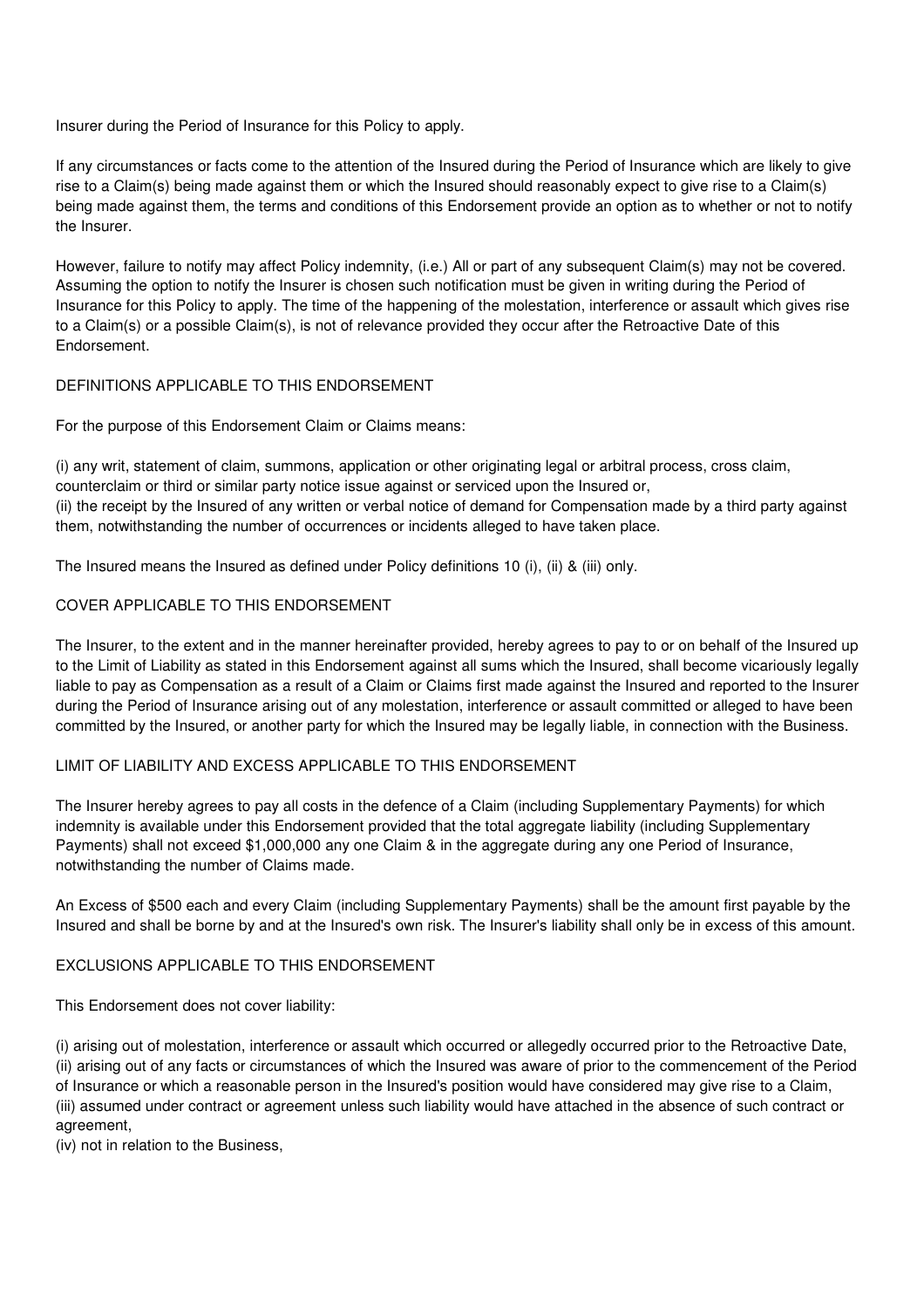Insurer during the Period of Insurance for this Policy to apply.

If any circumstances or facts come to the attention of the Insured during the Period of Insurance which are likely to give rise to a Claim(s) being made against them or which the Insured should reasonably expect to give rise to a Claim(s) being made against them, the terms and conditions of this Endorsement provide an option as to whether or not to notify the Insurer.

However, failure to notify may affect Policy indemnity, (i.e.) All or part of any subsequent Claim(s) may not be covered. Assuming the option to notify the Insurer is chosen such notification must be given in writing during the Period of Insurance for this Policy to apply. The time of the happening of the molestation, interference or assault which gives rise to a Claim(s) or a possible Claim(s), is not of relevance provided they occur after the Retroactive Date of this Endorsement.

## DEFINITIONS APPLICABLE TO THIS ENDORSEMENT

For the purpose of this Endorsement Claim or Claims means:

(i) any writ, statement of claim, summons, application or other originating legal or arbitral process, cross claim, counterclaim or third or similar party notice issue against or serviced upon the Insured or,
(ii) the receipt by the Insured of any written or verbal notice of demand for Compensation made by a third party against them, notwithstanding the number of occurrences or incidents alleged to have taken place.

The Insured means the Insured as defined under Policy definitions 10 (i), (ii) & (iii) only.

## COVER APPLICABLE TO THIS ENDORSEMENT

The Insurer, to the extent and in the manner hereinafter provided, hereby agrees to pay to or on behalf of the Insured up to the Limit of Liability as stated in this Endorsement against all sums which the Insured, shall become vicariously legally liable to pay as Compensation as a result of a Claim or Claims first made against the Insured and reported to the Insurer during the Period of Insurance arising out of any molestation, interference or assault committed or alleged to have been committed by the Insured, or another party for which the Insured may be legally liable, in connection with the Business.

## LIMIT OF LIABILITY AND EXCESS APPLICABLE TO THIS ENDORSEMENT

The Insurer hereby agrees to pay all costs in the defence of a Claim (including Supplementary Payments) for which indemnity is available under this Endorsement provided that the total aggregate liability (including Supplementary Payments) shall not exceed $1,000,000 any one Claim & in the aggregate during any one Period of Insurance, notwithstanding the number of Claims made.

An Excess of $500 each and every Claim (including Supplementary Payments) shall be the amount first payable by the Insured and shall be borne by and at the Insured's own risk. The Insurer's liability shall only be in excess of this amount.

## EXCLUSIONS APPLICABLE TO THIS ENDORSEMENT

This Endorsement does not cover liability:

(i) arising out of molestation, interference or assault which occurred or allegedly occurred prior to the Retroactive Date,
(ii) arising out of any facts or circumstances of which the Insured was aware of prior to the commencement of the Period of Insurance or which a reasonable person in the Insured's position would have considered may give rise to a Claim,
(iii) assumed under contract or agreement unless such liability would have attached in the absence of such contract or agreement,
(iv) not in relation to the Business,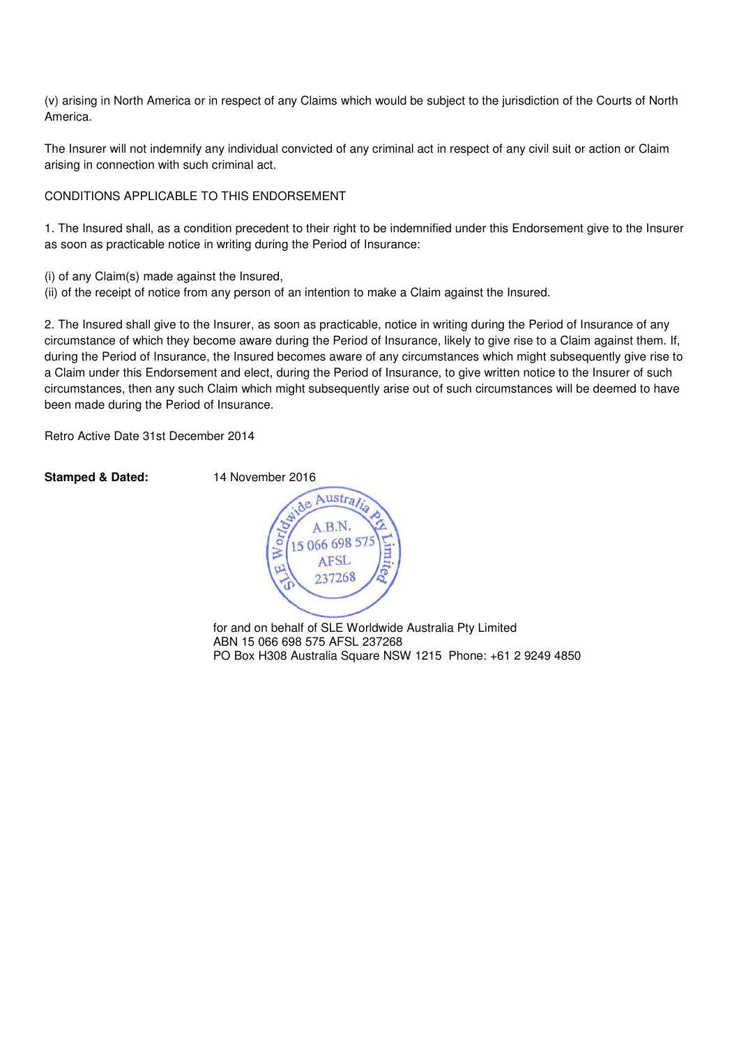(v) arising in North America or in respect of any Claims which would be subject to the jurisdiction of the Courts of North America.

The Insurer will not indemnify any individual convicted of any criminal act in respect of any civil suit or action or Claim arising in connection with such criminal act.

CONDITIONS APPLICABLE TO THIS ENDORSEMENT

1. The Insured shall, as a condition precedent to their right to be indemnified under this Endorsement give to the Insurer as soon as practicable notice in writing during the Period of Insurance:

(i) of any Claim(s) made against the Insured,
(ii) of the receipt of notice from any person of an intention to make a Claim against the Insured.

2. The Insured shall give to the Insurer, as soon as practicable, notice in writing during the Period of Insurance of any circumstance of which they become aware during the Period of Insurance, likely to give rise to a Claim against them. If, during the Period of Insurance, the Insured becomes aware of any circumstances which might subsequently give rise to a Claim under this Endorsement and elect, during the Period of Insurance, to give written notice to the Insurer of such circumstances, then any such Claim which might subsequently arise out of such circumstances will be deemed to have been made during the Period of Insurance.

Retro Active Date 31st December 2014

**Stamped & Dated:** 14 November 2016

SLE Worldwide Australia Pty Limited
A.B.N.
15 066 698 575
AFSL
237268

for and on behalf of SLE Worldwide Australia Pty Limited
ABN 15 066 698 575 AFSL 237268
PO Box H308 Australia Square NSW 1215 Phone: +61 2 9249 4850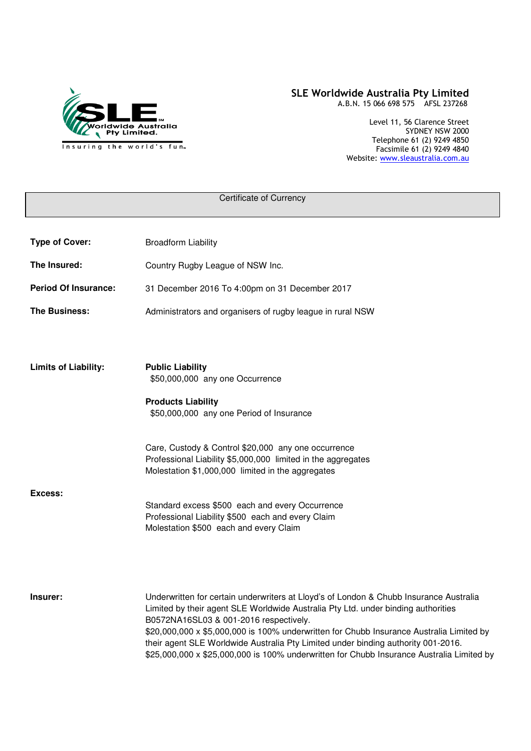**SLE Worldwide Australia Pty Limited**
A.B.N. 15 066 698 575 AFSL 237268

Level 11, 56 Clarence Street
SYDNEY NSW 2000
Telephone 61 (2) 9249 4850
Facsimile 61 (2) 9249 4840
Website: www.sleaustralia.com.au

## Certificate of Currency

**Type of Cover:** Broadform Liability

**The Insured:** Country Rugby League of NSW Inc.

**Period Of Insurance:** 31 December 2016 To 4:00pm on 31 December 2017

**The Business:** Administrators and organisers of rugby league in rural NSW

**Limits of Liability:**

**Public Liability**
$50,000,000 any one Occurrence

**Products Liability**
$50,000,000 any one Period of Insurance

Care, Custody & Control $20,000 any one occurrence
Professional Liability $5,000,000 limited in the aggregates
Molestation $1,000,000 limited in the aggregates

**Excess:**

Standard excess $500 each and every Occurrence
Professional Liability $500 each and every Claim
Molestation $500 each and every Claim

**Insurer:** Underwritten for certain underwriters at Lloyd's of London & Chubb Insurance Australia Limited by their agent SLE Worldwide Australia Pty Ltd. under binding authorities B0572NA16SL03 & 001-2016 respectively.
$20,000,000 x $5,000,000 is 100% underwritten for Chubb Insurance Australia Limited by their agent SLE Worldwide Australia Pty Limited under binding authority 001-2016.
$25,000,000 x $25,000,000 is 100% underwritten for Chubb Insurance Australia Limited by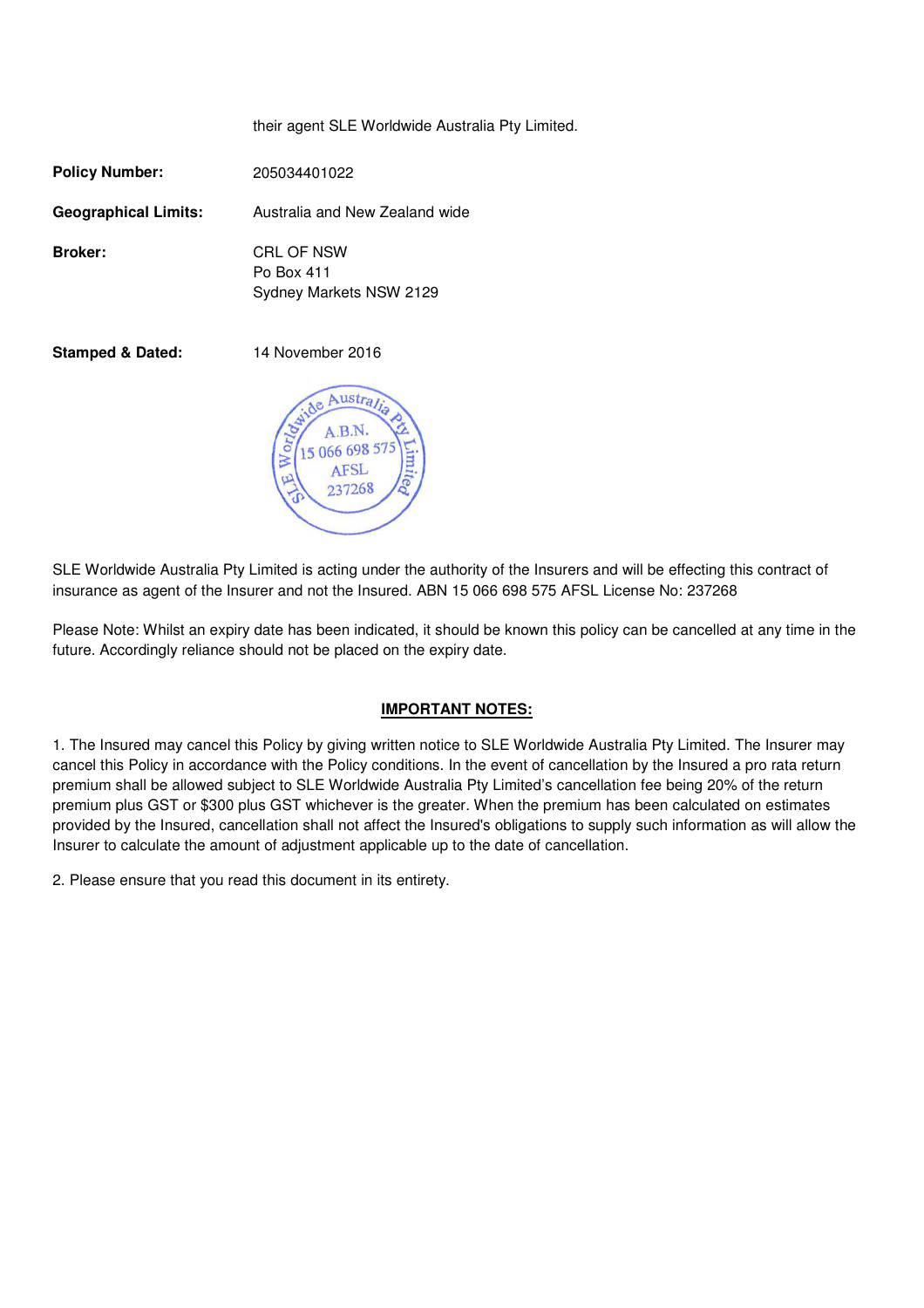their agent SLE Worldwide Australia Pty Limited.

| | |
|---|---|
| **Policy Number:** | 205034401022 |
| **Geographical Limits:** | Australia and New Zealand wide |
| **Broker:** | CRL OF NSW<br>Po Box 411<br>Sydney Markets NSW 2129 |
| **Stamped & Dated:** | 14 November 2016 |

SLE Worldwide Australia Pty Limited
A.B.N.
15 066 698 575
AFSL
237268

SLE Worldwide Australia Pty Limited is acting under the authority of the Insurers and will be effecting this contract of insurance as agent of the Insurer and not the Insured. ABN 15 066 698 575 AFSL License No: 237268

Please Note: Whilst an expiry date has been indicated, it should be known this policy can be cancelled at any time in the future. Accordingly reliance should not be placed on the expiry date.

**IMPORTANT NOTES:**

1. The Insured may cancel this Policy by giving written notice to SLE Worldwide Australia Pty Limited. The Insurer may cancel this Policy in accordance with the Policy conditions. In the event of cancellation by the Insured a pro rata return premium shall be allowed subject to SLE Worldwide Australia Pty Limited's cancellation fee being 20% of the return premium plus GST or $300 plus GST whichever is the greater. When the premium has been calculated on estimates provided by the Insured, cancellation shall not affect the Insured's obligations to supply such information as will allow the Insurer to calculate the amount of adjustment applicable up to the date of cancellation.

2. Please ensure that you read this document in its entirety.